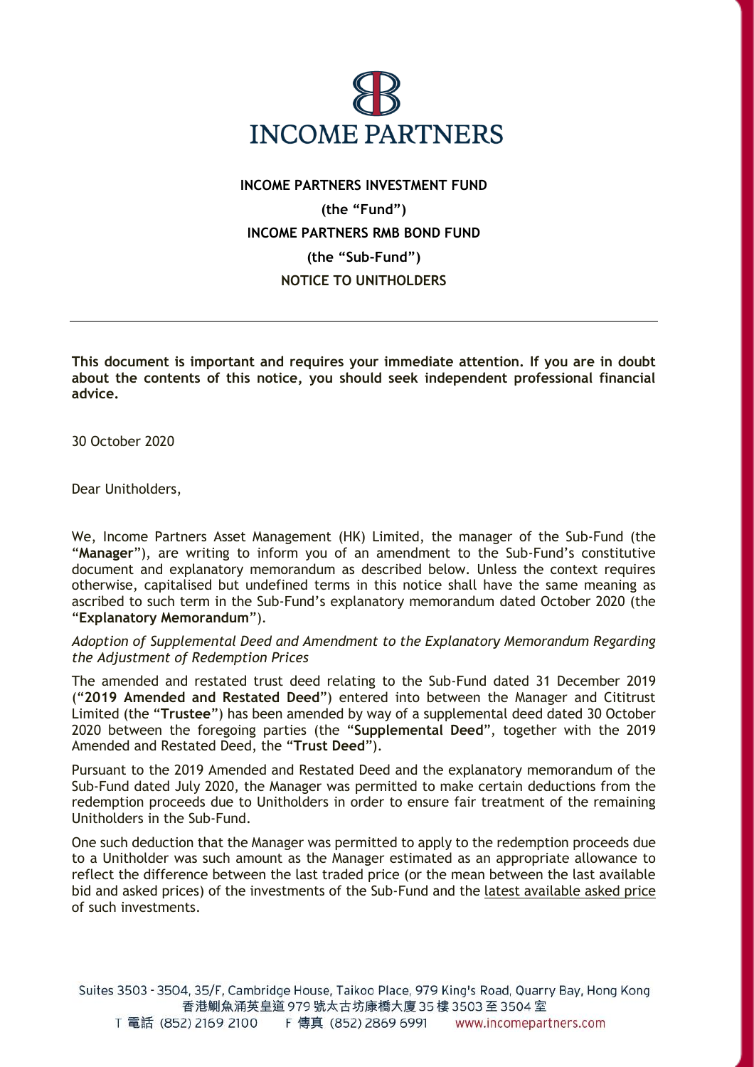**INCOME PARTNERS INVESTMENT FUND**

**(the "Fund")**

**INCOME PARTNERS RMB BOND FUND**

**(the "Sub-Fund")**

**NOTICE TO UNITHOLDERS**

---

**This document is important and requires your immediate attention. If you are in doubt about the contents of this notice, you should seek independent professional financial advice.**

30 October 2020

Dear Unitholders,

We, Income Partners Asset Management (HK) Limited, the manager of the Sub-Fund (the "**Manager**"), are writing to inform you of an amendment to the Sub-Fund's constitutive document and explanatory memorandum as described below. Unless the context requires otherwise, capitalised but undefined terms in this notice shall have the same meaning as ascribed to such term in the Sub-Fund's explanatory memorandum dated October 2020 (the "**Explanatory Memorandum**").

*Adoption of Supplemental Deed and Amendment to the Explanatory Memorandum Regarding the Adjustment of Redemption Prices*

The amended and restated trust deed relating to the Sub-Fund dated 31 December 2019 ("**2019 Amended and Restated Deed**") entered into between the Manager and Cititrust Limited (the "**Trustee**") has been amended by way of a supplemental deed dated 30 October 2020 between the foregoing parties (the "**Supplemental Deed**", together with the 2019 Amended and Restated Deed, the "**Trust Deed**").

Pursuant to the 2019 Amended and Restated Deed and the explanatory memorandum of the Sub-Fund dated July 2020, the Manager was permitted to make certain deductions from the redemption proceeds due to Unitholders in order to ensure fair treatment of the remaining Unitholders in the Sub-Fund.

One such deduction that the Manager was permitted to apply to the redemption proceeds due to a Unitholder was such amount as the Manager estimated as an appropriate allowance to reflect the difference between the last traded price (or the mean between the last available bid and asked prices) of the investments of the Sub-Fund and the latest available asked price of such investments.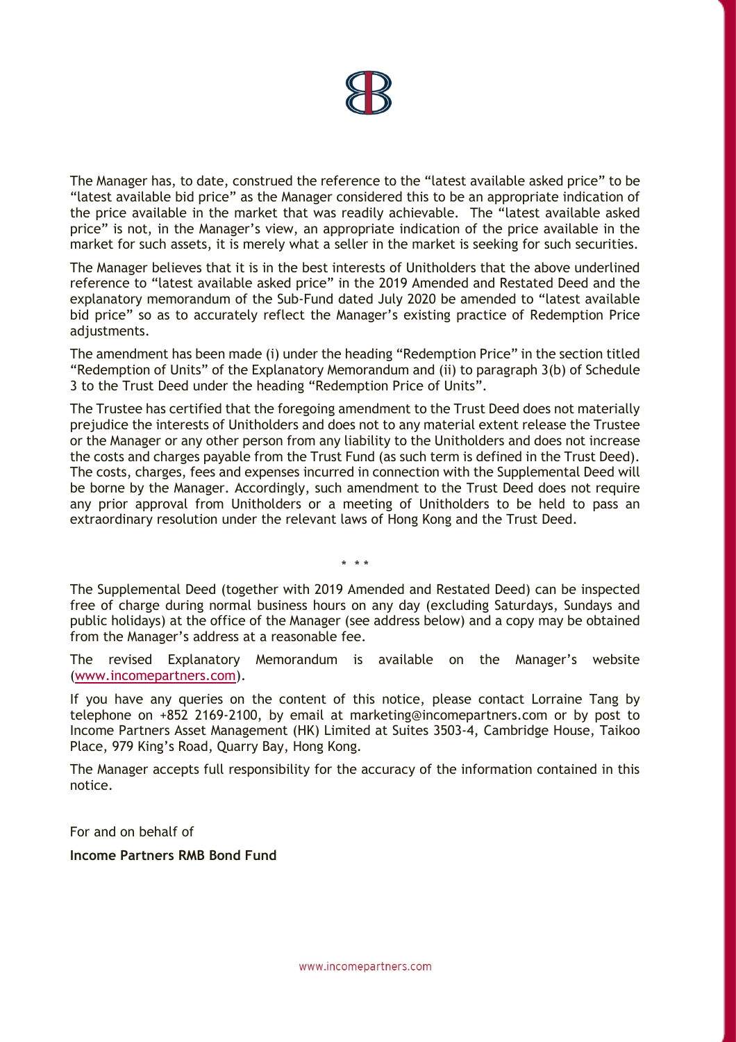The Manager has, to date, construed the reference to the "latest available asked price" to be "latest available bid price" as the Manager considered this to be an appropriate indication of the price available in the market that was readily achievable. The "latest available asked price" is not, in the Manager's view, an appropriate indication of the price available in the market for such assets, it is merely what a seller in the market is seeking for such securities.

The Manager believes that it is in the best interests of Unitholders that the above underlined reference to "latest available asked price" in the 2019 Amended and Restated Deed and the explanatory memorandum of the Sub-Fund dated July 2020 be amended to "latest available bid price" so as to accurately reflect the Manager's existing practice of Redemption Price adjustments.

The amendment has been made (i) under the heading "Redemption Price" in the section titled "Redemption of Units" of the Explanatory Memorandum and (ii) to paragraph 3(b) of Schedule 3 to the Trust Deed under the heading "Redemption Price of Units".

The Trustee has certified that the foregoing amendment to the Trust Deed does not materially prejudice the interests of Unitholders and does not to any material extent release the Trustee or the Manager or any other person from any liability to the Unitholders and does not increase the costs and charges payable from the Trust Fund (as such term is defined in the Trust Deed). The costs, charges, fees and expenses incurred in connection with the Supplemental Deed will be borne by the Manager. Accordingly, such amendment to the Trust Deed does not require any prior approval from Unitholders or a meeting of Unitholders to be held to pass an extraordinary resolution under the relevant laws of Hong Kong and the Trust Deed.

\* \* \*

The Supplemental Deed (together with 2019 Amended and Restated Deed) can be inspected free of charge during normal business hours on any day (excluding Saturdays, Sundays and public holidays) at the office of the Manager (see address below) and a copy may be obtained from the Manager's address at a reasonable fee.

The revised Explanatory Memorandum is available on the Manager's website (www.incomepartners.com).

If you have any queries on the content of this notice, please contact Lorraine Tang by telephone on +852 2169-2100, by email at marketing@incomepartners.com or by post to Income Partners Asset Management (HK) Limited at Suites 3503-4, Cambridge House, Taikoo Place, 979 King's Road, Quarry Bay, Hong Kong.

The Manager accepts full responsibility for the accuracy of the information contained in this notice.

For and on behalf of

**Income Partners RMB Bond Fund**